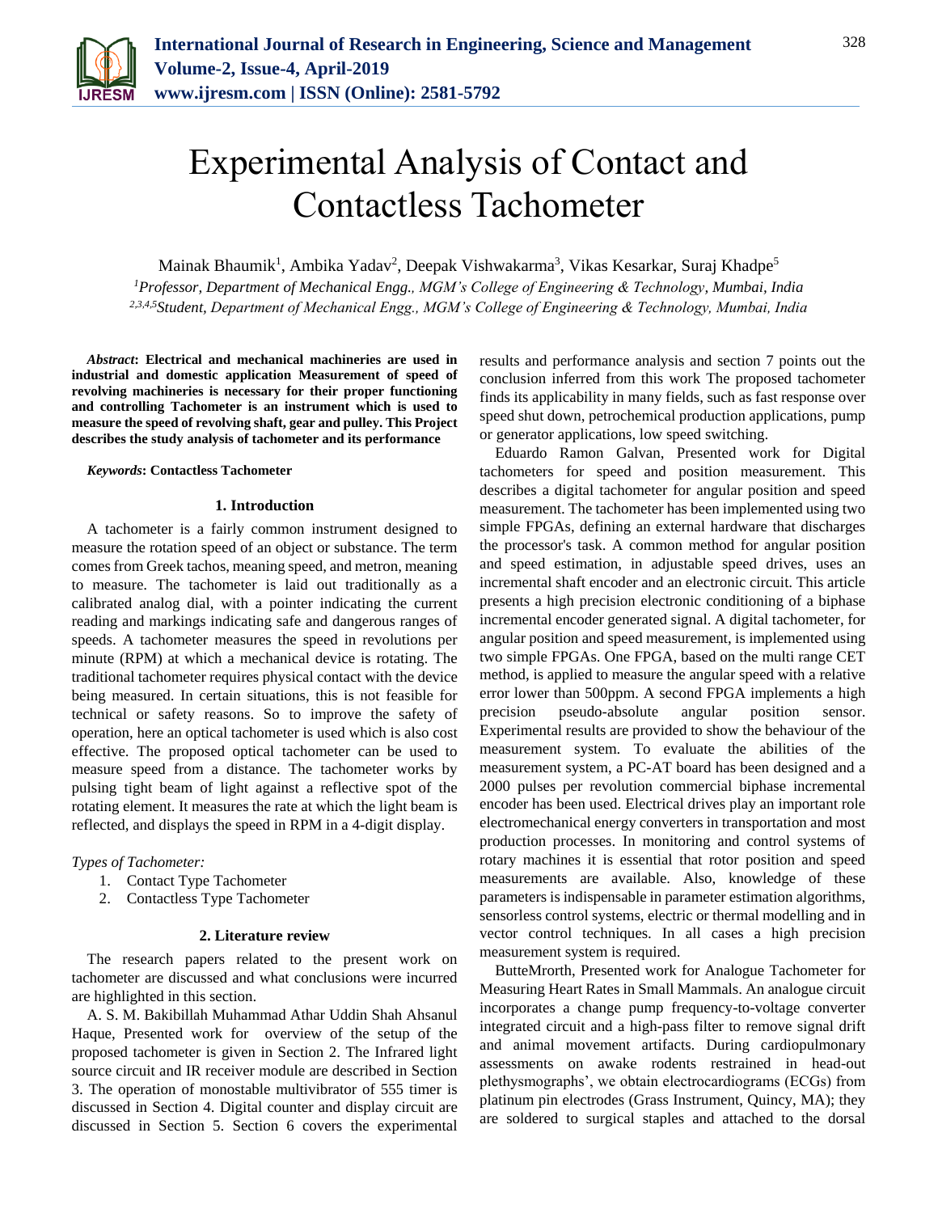# Experimental Analysis of Contact and Contactless Tachometer

Mainak Bhaumik[1], Ambika Yadav[2], Deepak Vishwakarma[3], Vikas Kesarkar, Suraj Khadpe[5]

[1]*Professor, Department of Mechanical Engg., MGM's College of Engineering & Technology, Mumbai, India*

[2,3,4,5]*Student, Department of Mechanical Engg., MGM's College of Engineering & Technology, Mumbai, India*

***Abstract*: Electrical and mechanical machineries are used in industrial and domestic application Measurement of speed of revolving machineries is necessary for their proper functioning and controlling Tachometer is an instrument which is used to measure the speed of revolving shaft, gear and pulley. This Project describes the study analysis of tachometer and its performance**

***Keywords*: Contactless Tachometer**

## 1. Introduction

A tachometer is a fairly common instrument designed to measure the rotation speed of an object or substance. The term comes from Greek tachos, meaning speed, and metron, meaning to measure. The tachometer is laid out traditionally as a calibrated analog dial, with a pointer indicating the current reading and markings indicating safe and dangerous ranges of speeds. A tachometer measures the speed in revolutions per minute (RPM) at which a mechanical device is rotating. The traditional tachometer requires physical contact with the device being measured. In certain situations, this is not feasible for technical or safety reasons. So to improve the safety of operation, here an optical tachometer is used which is also cost effective. The proposed optical tachometer can be used to measure speed from a distance. The tachometer works by pulsing tight beam of light against a reflective spot of the rotating element. It measures the rate at which the light beam is reflected, and displays the speed in RPM in a 4-digit display.

*Types of Tachometer:*

1. Contact Type Tachometer
2. Contactless Type Tachometer

## 2. Literature review

The research papers related to the present work on tachometer are discussed and what conclusions were incurred are highlighted in this section.

A. S. M. Bakibillah Muhammad Athar Uddin Shah Ahsanul Haque, Presented work for overview of the setup of the proposed tachometer is given in Section 2. The Infrared light source circuit and IR receiver module are described in Section 3. The operation of monostable multivibrator of 555 timer is discussed in Section 4. Digital counter and display circuit are discussed in Section 5. Section 6 covers the experimental results and performance analysis and section 7 points out the conclusion inferred from this work The proposed tachometer finds its applicability in many fields, such as fast response over speed shut down, petrochemical production applications, pump or generator applications, low speed switching.

Eduardo Ramon Galvan, Presented work for Digital tachometers for speed and position measurement. This describes a digital tachometer for angular position and speed measurement. The tachometer has been implemented using two simple FPGAs, defining an external hardware that discharges the processor's task. A common method for angular position and speed estimation, in adjustable speed drives, uses an incremental shaft encoder and an electronic circuit. This article presents a high precision electronic conditioning of a biphase incremental encoder generated signal. A digital tachometer, for angular position and speed measurement, is implemented using two simple FPGAs. One FPGA, based on the multi range CET method, is applied to measure the angular speed with a relative error lower than 500ppm. A second FPGA implements a high precision pseudo-absolute angular position sensor. Experimental results are provided to show the behaviour of the measurement system. To evaluate the abilities of the measurement system, a PC-AT board has been designed and a 2000 pulses per revolution commercial biphase incremental encoder has been used. Electrical drives play an important role electromechanical energy converters in transportation and most production processes. In monitoring and control systems of rotary machines it is essential that rotor position and speed measurements are available. Also, knowledge of these parameters is indispensable in parameter estimation algorithms, sensorless control systems, electric or thermal modelling and in vector control techniques. In all cases a high precision measurement system is required.

ButteMrorth, Presented work for Analogue Tachometer for Measuring Heart Rates in Small Mammals. An analogue circuit incorporates a change pump frequency-to-voltage converter integrated circuit and a high-pass filter to remove signal drift and animal movement artifacts. During cardiopulmonary assessments on awake rodents restrained in head-out plethysmographs', we obtain electrocardiograms (ECGs) from platinum pin electrodes (Grass Instrument, Quincy, MA); they are soldered to surgical staples and attached to the dorsal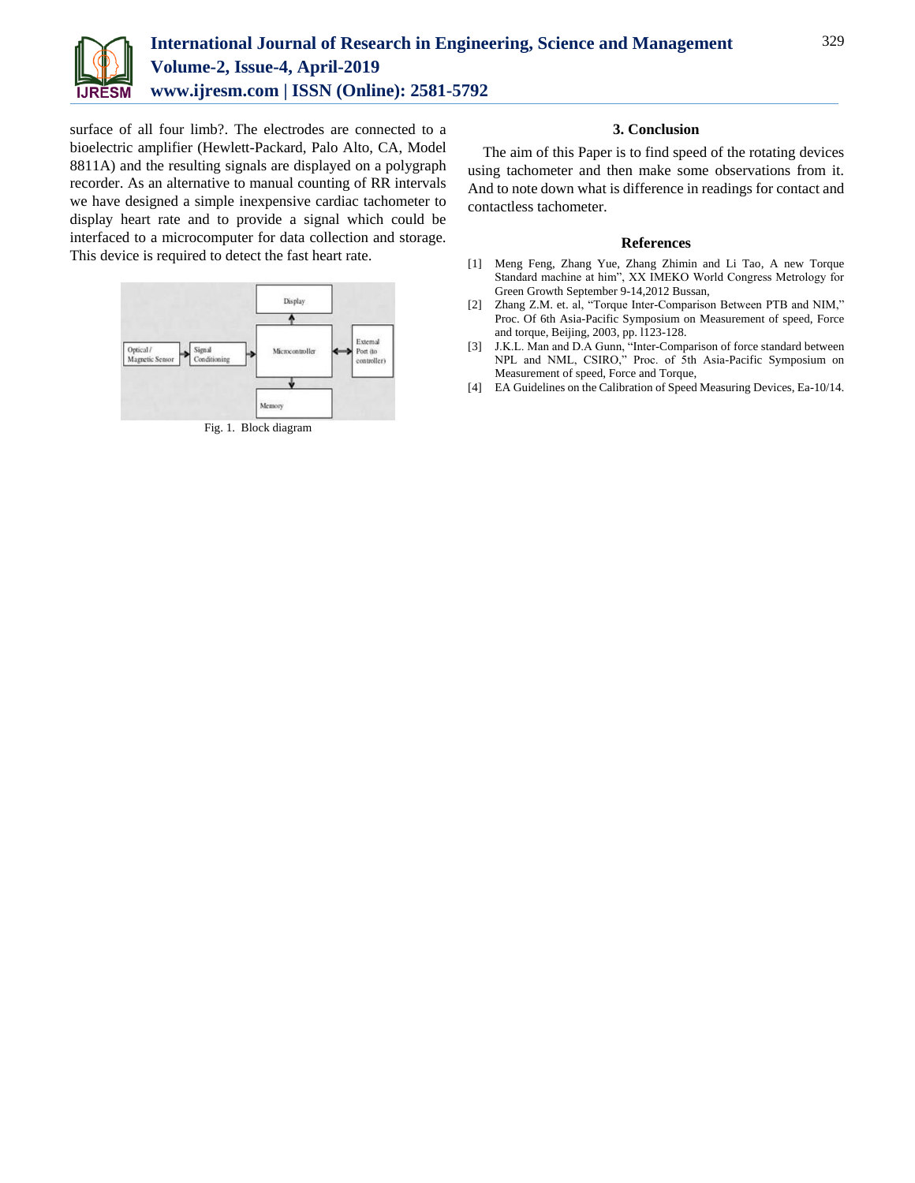surface of all four limb?. The electrodes are connected to a bioelectric amplifier (Hewlett-Packard, Palo Alto, CA, Model 8811A) and the resulting signals are displayed on a polygraph recorder. As an alternative to manual counting of RR intervals we have designed a simple inexpensive cardiac tachometer to display heart rate and to provide a signal which could be interfaced to a microcomputer for data collection and storage. This device is required to detect the fast heart rate.

Display

Optical / Magnetic Sensor

Signal Conditioning

Microcontroller

External Port (to controller)

Memory

Fig. 1. Block diagram

## 3. Conclusion

The aim of this Paper is to find speed of the rotating devices using tachometer and then make some observations from it. And to note down what is difference in readings for contact and contactless tachometer.

## References

[1] Meng Feng, Zhang Yue, Zhang Zhimin and Li Tao, A new Torque Standard machine at him", XX IMEKO World Congress Metrology for Green Growth September 9-14,2012 Bussan,

[2] Zhang Z.M. et. al, "Torque Inter-Comparison Between PTB and NIM," Proc. Of 6th Asia-Pacific Symposium on Measurement of speed, Force and torque, Beijing, 2003, pp. l123-128.

[3] J.K.L. Man and D.A Gunn, "Inter-Comparison of force standard between NPL and NML, CSIRO," Proc. of 5th Asia-Pacific Symposium on Measurement of speed, Force and Torque,

[4] EA Guidelines on the Calibration of Speed Measuring Devices, Ea-10/14.